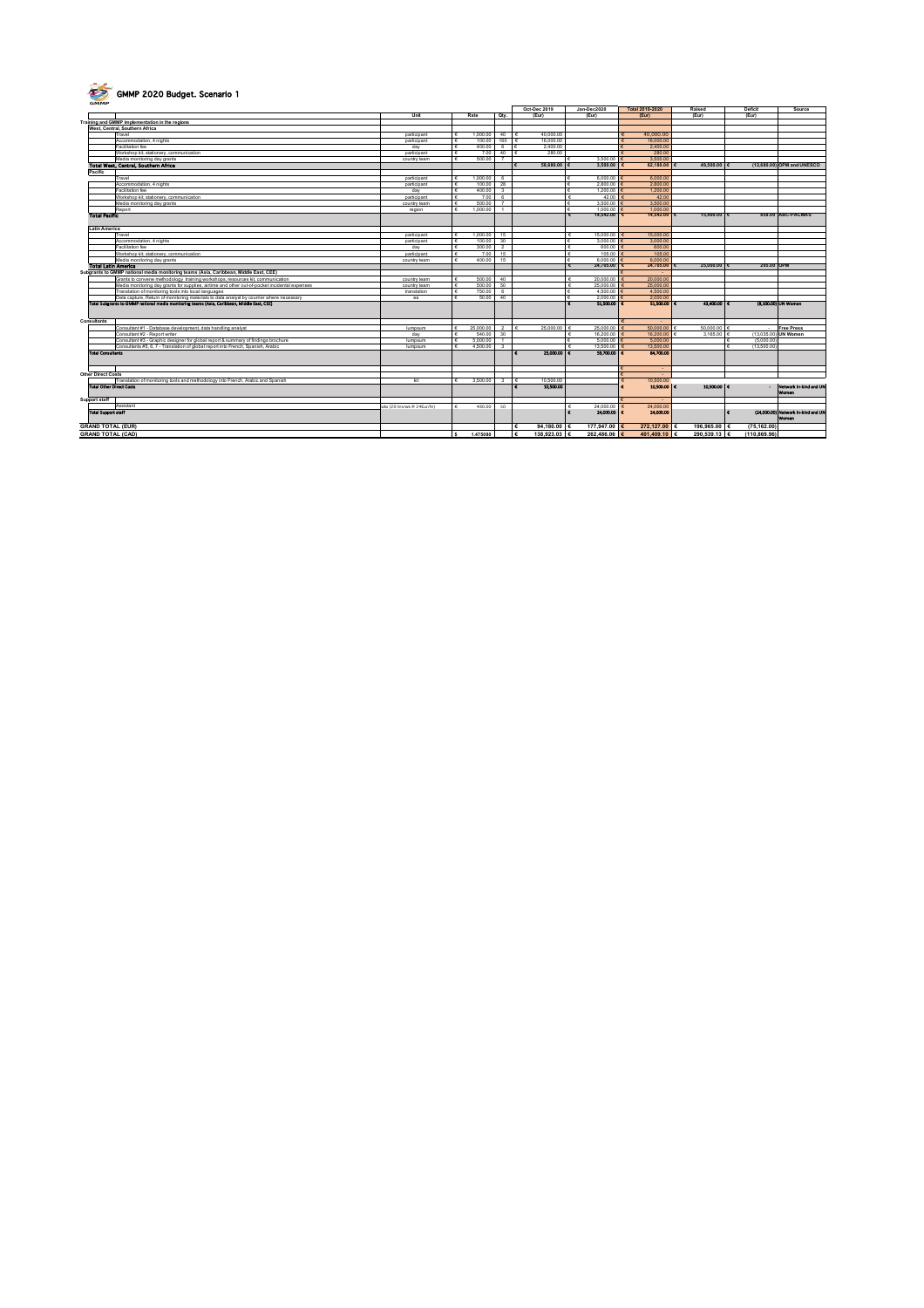# GMMP 2020 Budget. Scenario 1

| | Unit | Rate | Qty. | Oct-Dec 2019 (Eur) | Jan-Dec2020 (Eur) | Total 2019-2020 (Eur) | Raised (Eur) | Deficit (Eur) | Source |
|---|---|---|---|---|---|---|---|---|---|
| **Training and GMMP implementation in the regions** | | | | | | | | | |
| **West, Central, Southern Africa** | | | | | | | | | |
| Travel | participant | € 1,000.00 | 40 | € 40,000.00 | | € 40,000.00 | | | |
| Accommodation, 4 nights | participant | € 100.00 | 160 | € 16,000.00 | | € 16,000.00 | | | |
| Facilitation fee | day | € 400.00 | 6 | € 2,400.00 | | € 2,400.00 | | | |
| Workshop kit, stationery, communication | participant | € 7.00 | 40 | € 280.00 | | € 280.00 | | | |
| Media monitoring day grants | country team | € 500.00 | 7 | | € 3,500.00 | € 3,500.00 | | | |
| **Total West, Central, Southern Africa** | | | | € 58,680.00 | € 3,500.00 | € 62,180.00 | € 49,500.00 | € (12,680.00) | GPM and UNESCO |
| **Pacific** | | | | | | | | | |
| Travel | participant | € 1,000.00 | 6 | | € 6,000.00 | € 6,000.00 | | | |
| Accommodation, 4 nights | participant | € 100.00 | 28 | | € 2,800.00 | € 2,800.00 | | | |
| Facilitation fee | day | € 400.00 | 3 | | € 1,200.00 | € 1,200.00 | | | |
| Workshop kit, stationery, communication | participant | € 7.00 | 6 | | € 42.00 | € 42.00 | | | |
| Media monitoring day grants | country team | € 500.00 | 7 | | € 3,500.00 | € 3,500.00 | | | |
| Report | region | € 1,000.00 | 1 | | € 1,000.00 | € 1,000.00 | | | |
| **Total Pacific** | | | | | € 14,542.00 | € 14,542.00 | € 15,400.00 | € 858.00 | ABC-PACMAS |
| **Latin America** | | | | | | | | | |
| Travel | participant | € 1,000.00 | 15 | | € 15,000.00 | € 15,000.00 | | | |
| Accommodation, 4 nights | participant | € 100.00 | 30 | | € 3,000.00 | € 3,000.00 | | | |
| Facilitation fee | day | € 300.00 | 2 | | € 600.00 | € 600.00 | | | |
| Workshop kit, stationery, communication | participant | € 7.00 | 15 | | € 105.00 | € 105.00 | | | |
| Media monitoring day grants | country team | € 400.00 | 15 | | € 6,000.00 | € 6,000.00 | | | |
| **Total Latin America** | | | | | € 24,705.00 | € 24,705.00 | € 25,000.00 | € 295.00 | GPM |
| **Subgrants to GMMP national media monitoring teams (Asia, Caribbean, Middle East, CEE)** | | | | | | € - | | | |
| Grants to convene methodology, training workshops, resources kit, communication | country team | € 500.00 | 40 | | € 20,000.00 | € 20,000.00 | | | |
| Media monitoring day grants for supplies, airtime and other out-of-pocket incidental expenses | country team | € 500.00 | 50 | | € 25,000.00 | € 25,000.00 | | | |
| Translation of monitoring tools into local languages | translation | € 750.00 | 6 | | € 4,500.00 | € 4,500.00 | | | |
| Data capture. Return of monitoring materials to data analyst by courier where necessary | ea | € 50.00 | 40 | | € 2,000.00 | € 2,000.00 | | | |
| **Total Subgrants to GMMP national media monitoring teams (Asia, Caribbean, Middle East, CEE)** | | | | | € 51,500.00 | € 51,500.00 | € 43,400.00 | € (8,100.00) | UN Women |
| **Consultants** | | | | | | € - | | | |
| Consultant #1 - Database development, data handling analyst | lumpsum | € 25,000.00 | 2 | € 25,000.00 | € 25,000.00 | € 50,000.00 | € 50,000.00 | € - | Free Press |
| Consultant #2 - Report writer | day | € 540.00 | 30 | | € 16,200.00 | € 16,200.00 | € 3,165.00 | € (13,035.00) | UN Women |
| Consultant #3 - Graphic designer for global report & summary of findings brochure | lumpsum | € 5,000.00 | 1 | | € 5,000.00 | € 5,000.00 | | € (5,000.00) | |
| Consultants #5, 6, 7 - Translation of global report into French, Spanish, Arabic | lumpsum | € 4,500.00 | 3 | | € 13,500.00 | € 13,500.00 | | € (13,500.00) | |
| **Total Consultants** | | | | € 25,000.00 | € 59,700.00 | € 84,700.00 | | | |
| **Other Direct Costs** | | | | | | € - | | | |
| Translation of monitoring tools and methodology into French, Arabic and Spanish | kit | € 3,500.00 | 3 | € 10,500.00 | | € 10,500.00 | | | |
| **Total Other Direct Costs** | | | | € 10,500.00 | | € 10,500.00 | € 10,500.00 | € - | Network in-kind and UN Women |
| **Support staff** | | | | | | € - | | | |
| Assistant | wks (20 hrs/wk @ 24Eur/hr) | € 480.00 | 50 | | € 24,000.00 | € 24,000.00 | | | |
| **Total Support staff** | | | | | € 24,000.00 | € 24,000.00 | | € (24,000.00) | Network in-kind and UN Women |
| **GRAND TOTAL (EUR)** | | | | € 94,180.00 | € 177,947.00 | € 272,127.00 | € 196,965.00 | € (75,162.00) | |
| **GRAND TOTAL (CAD)** | | $ 1.475080 | | € 138,923.03 | € 262,486.06 | € 401,409.10 | € 290,539.13 | € (110,869.96) | |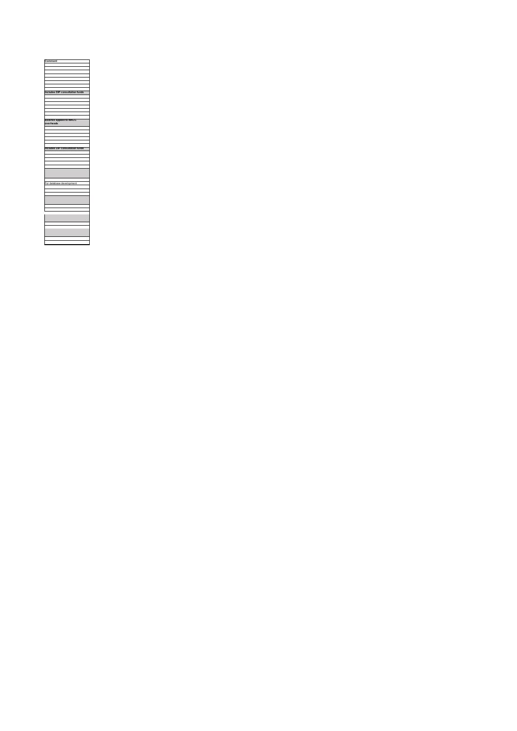| Comment |
| --- |
| |
| |
| |
| |
| |
| |
| |
| |
| Includes DIP consultation funds |
| |
| |
| |
| |
| |
| |
| |
| Balance applied to WACC overheads |
| |
| |
| |
| |
| |
| |
| |
| Includes DIP consultation funds |
| |
| |
| |
| |
| |
| |
| |
| For database development |
| |
| |
| |
| |
| |
| |
| |
| |
| |
| |
| |
| |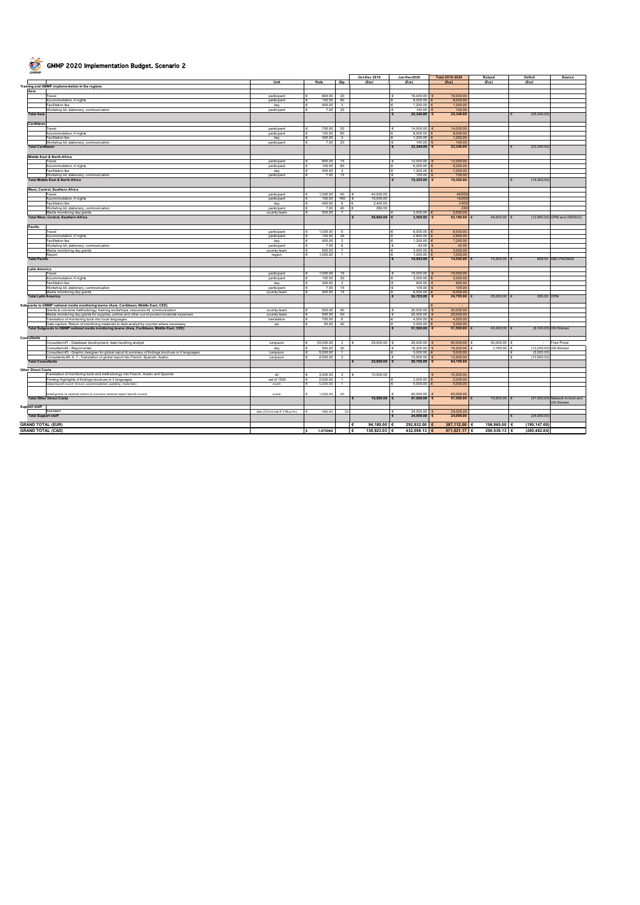# GMMP 2020 Implementation Budget. Scenario 2

| | Unit | Rate | Qty. | Oct-Dec 2019 (Eur) | Jan-Dec2020 (Eur) | Total 2019-2020 (Eur) | Raised (Eur) | Deficit (Eur) | Source |
|---|---|---|---|---|---|---|---|---|---|
| **Training and GMMP implementation in the regions** | | | | | | | | | |
| **Asia** | | | | | | | | | |
| Travel | participant | € 800.00 | 20 | | € 16,000.00 | € 16,000.00 | | | |
| Accommodation, 4 nights | participant | € 100.00 | 80 | | € 8,000.00 | € 8,000.00 | | | |
| Facilitation fee | day | € 400.00 | 3 | | € 1,200.00 | € 1,200.00 | | | |
| Workshop kit, stationery, communication | participant | € 7.00 | 20 | | € 140.00 | € 140.00 | | | |
| **Total Asia** | | | | | **€ 25,340.00** | **€ 25,340.00** | | € (25,340.00) | |
| **Caribbean** | | | | | | | | | |
| Travel | participant | € 700.00 | 20 | | € 14,000.00 | € 14,000.00 | | | |
| Accommodation, 4 nights | participant | € 100.00 | 80 | | € 8,000.00 | € 8,000.00 | | | |
| Facilitation fee | day | € 400.00 | 3 | | € 1,200.00 | € 1,200.00 | | | |
| Workshop kit, stationery, communication | participant | € 7.00 | 20 | | € 140.00 | € 140.00 | | | |
| **Total Caribbean** | | | | | **€ 23,340.00** | **€ 23,340.00** | | € (23,340.00) | |
| **Middle East & North Africa** | | | | | | | | | |
| Travel | participant | € 800.00 | 15 | | € 12,000.00 | € 12,000.00 | | | |
| Accommodation, 4 nights | participant | € 100.00 | 60 | | € 6,000.00 | € 6,000.00 | | | |
| Facilitation fee | day | € 400.00 | 3 | | € 1,200.00 | € 1,200.00 | | | |
| Workshop kit, stationery, communication | participant | € 7.00 | 15 | | € 105.00 | € 105.00 | | | |
| **Total Middle East & North Africa** | | | | | **€ 19,305.00** | **€ 19,305.00** | | € (19,305.00) | |
| **West, Central, Southern Africa** | | | | | | | | | |
| Travel | participant | € 1,000.00 | 40 | € 40,000.00 | | 40000 | | | |
| Accommodation, 4 nights | participant | € 100.00 | 160 | € 16,000.00 | | 16000 | | | |
| Facilitation fee | day | € 400.00 | 6 | € 2,400.00 | | 2400 | | | |
| Workshop kit, stationery, communication | participant | € 7.00 | 40 | € 280.00 | | 280 | | | |
| Media monitoring day grants | country team | € 500.00 | 7 | | € 3,500.00 | € 3,500.00 | | | |
| **Total West, Central, Southern Africa** | | | | **€ 58,680.00** | **€ 3,500.00** | **€ 62,180.00** | € 49,500.00 | € (12,680.00) | OPM and UNESCO |
| **Pacific** | | | | | | | | | |
| Travel | participant | € 1,000.00 | 6 | | € 6,000.00 | € 6,000.00 | | | |
| Accommodation, 4 nights | participant | € 100.00 | 28 | | € 2,800.00 | € 2,800.00 | | | |
| Facilitation fee | day | € 400.00 | 3 | | € 1,200.00 | € 1,200.00 | | | |
| Workshop kit, stationery, communication | participant | € 7.00 | 6 | | € 42.00 | € 42.00 | | | |
| Media monitoring day grants | country team | € 500.00 | 7 | | € 3,500.00 | € 3,500.00 | | | |
| Report | region | € 1,000.00 | 1 | | € 1,000.00 | € 1,000.00 | | | |
| **Total Pacific** | | | | | **€ 14,542.00** | **€ 14,542.00** | € 15,400.00 | € 858.00 | ABC-PACMAS |
| **Latin America** | | | | | | | | | |
| Travel | participant | € 1,000.00 | 15 | | € 15,000.00 | € 15,000.00 | | | |
| Accommodation, 4 nights | participant | € 100.00 | 30 | | € 3,000.00 | € 3,000.00 | | | |
| Facilitation fee | day | € 300.00 | 2 | | € 600.00 | € 600.00 | | | |
| Workshop kit, stationery, communication | participant | € 7.00 | 15 | | € 105.00 | € 105.00 | | | |
| Media monitoring day grants | country team | € 400.00 | 15 | | € 6,000.00 | € 6,000.00 | | | |
| **Total Latin America** | | | | | **€ 24,705.00** | **€ 24,705.00** | € 25,000.00 | € 295.00 | OPM |
| **Subgrants to GMMP national media monitoring teams (Asia, Caribbean, Middle East, CEE)** | | | | | | € - | | | |
| Grants to convene methodology training workshops, resources kit, communication | country team | € 500.00 | 40 | | € 20,000.00 | € 20,000.00 | | | |
| Media monitoring day grants for supplies, airtime and other out-of-pocket incidental expenses | country team | € 500.00 | 50 | | € 25,000.00 | € 25,000.00 | | | |
| Translation of monitoring tools into local languages | translation | € 750.00 | 6 | | € 4,500.00 | € 4,500.00 | | | |
| Data capture, Return of monitoring materials to data analyst by courier where necessary | ea | € 50.00 | 40 | | € 2,000.00 | € 2,000.00 | | | |
| **Total Subgrants to GMMP national media monitoring teams (Asia, Caribbean, Middle East, CEE)** | | | | | **€ 51,500.00** | **€ 51,500.00** | € 43,400.00 | € (8,100.00) | UN Women |
| **Consultants** | | | | | | | | | |
| Consultant #1 - Database development, data handling analyst | lumpsum | € 25,000.00 | 2 | € 25,000.00 | € 25,000.00 | € 50,000.00 | € 50,000.00 | € - | Free Press |
| Consultant #2 - Report writer | day | € 540.00 | 30 | | € 16,200.00 | € 16,200.00 | € 3,165.00 | € (13,035.00) | UN Women |
| Consultant #3 - Graphic designer for global report & summary of findings brochure in 4 languages | lumpsum | € 5,000.00 | 1 | | € 5,000.00 | € 5,000.00 | | € (5,000.00) | |
| Consultants #5, 6, 7 - Translation of global report into French, Spanish, Arabic | lumpsum | € 4,500.00 | 3 | | € 13,500.00 | € 13,500.00 | | € (13,500.00) | |
| **Total Consultants** | | | | **€ 25,000.00** | **€ 59,700.00** | **€ 84,700.00** | | | |
| **Other Direct Costs** | | | | | | | | | |
| Translation of monitoring tools and methodology into French, Arabic and Spanish | kit | € 3,500.00 | 3 | € 10,500.00 | | € 10,500.00 | | | |
| Printing Highlights of findings brochure in 3 languages | set of 1500 | € 2,000.00 | 1 | | € 2,000.00 | € 2,000.00 | | | |
| Global launch event (travel, accommodation, publicity, materials) | event | € 5,000.00 | 1 | | € 5,000.00 | € 5,000.00 | | | |
| Small grants to national teams to convene national report launch events | event | € 1,000.00 | 40 | | € 40,000.00 | € 40,000.00 | | | |
| **Total Other Direct Costs** | | | | **€ 10,500.00** | **€ 47,000.00** | **€ 57,500.00** | € 10,500.00 | € (47,000.00) | Network in-kind and UN Women |
| **Support staff** | | | | | | | | | |
| Assistant | wks (20 hrs/wk @ 24Eur/hr) | € 480.00 | 50 | | € 24,000.00 | € 24,000.00 | | | |
| **Total Support staff** | | | | | **€ 24,000.00** | **€ 24,000.00** | | € (24,000.00) | |
| **GRAND TOTAL (EUR)** | | | | **€ 94,180.00** | **€ 292,932.00** | **€ 387,112.00** | **€ 196,965.00** | **€ (190,147.00)** | |
| **GRAND TOTAL (CAD)** | | $ 1.475080 | | **€ 138,923.03** | **€ 432,098.13** | **€ 571,021.17** | **€ 290,539.13** | **€ (280,482.04)** | |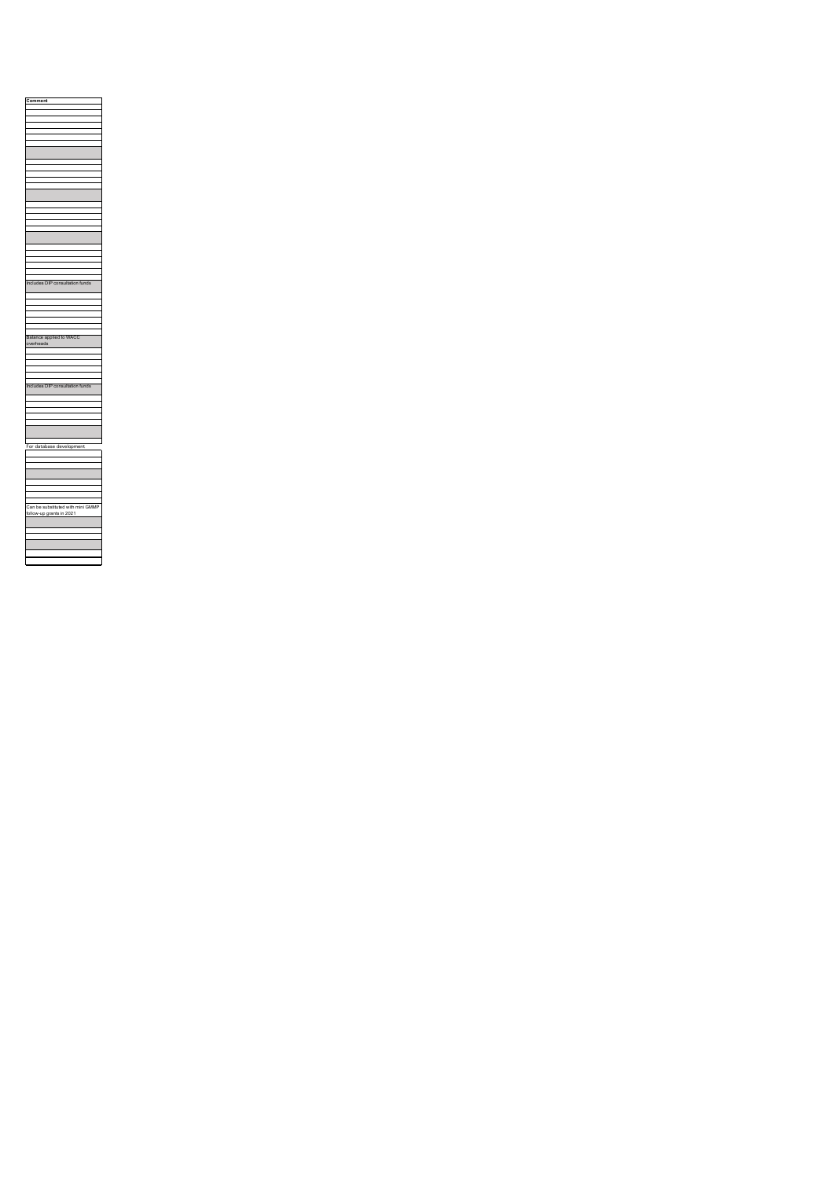| Comment |
| --- |
| |
| |
| |
| |
| |
| |
| |
| |
| |
| |
| |
| |
| |
| |
| |
| |
| |
| |
| |
| |
| |
| |
| |
| |
| |
| |
| Includes DIP consultation funds |
| |
| |
| |
| |
| |
| |
| |
| Balance applied to WACC overheads |
| |
| |
| |
| |
| |
| Includes DIP consultation funds |
| |
| |
| |
| |
| |
| |
| |
| For database development |
| |
| |
| |
| |
| |
| |
| |
| Can be substituted with mini GMMP follow-up grants in 2021 |
| |
| |
| |
| |
| |
| |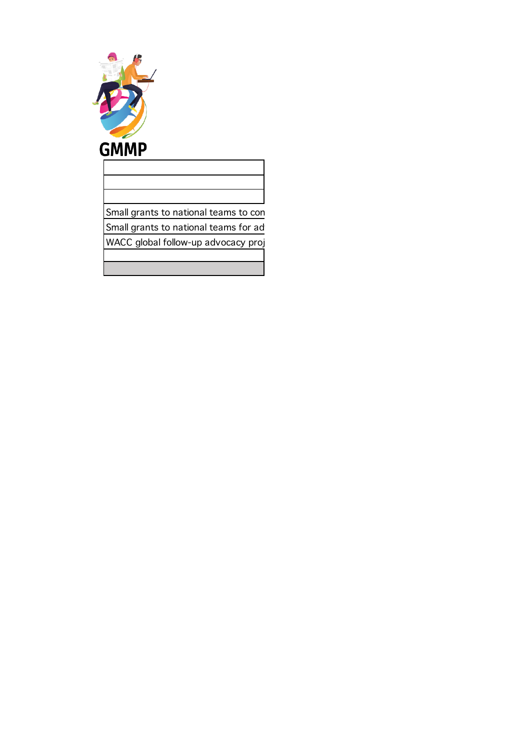GMMP

| |
|---|
| |
| |
| |
| Small grants to national teams to con |
| Small grants to national teams for ad |
| WACC global follow-up advocacy proj |
| |
| |